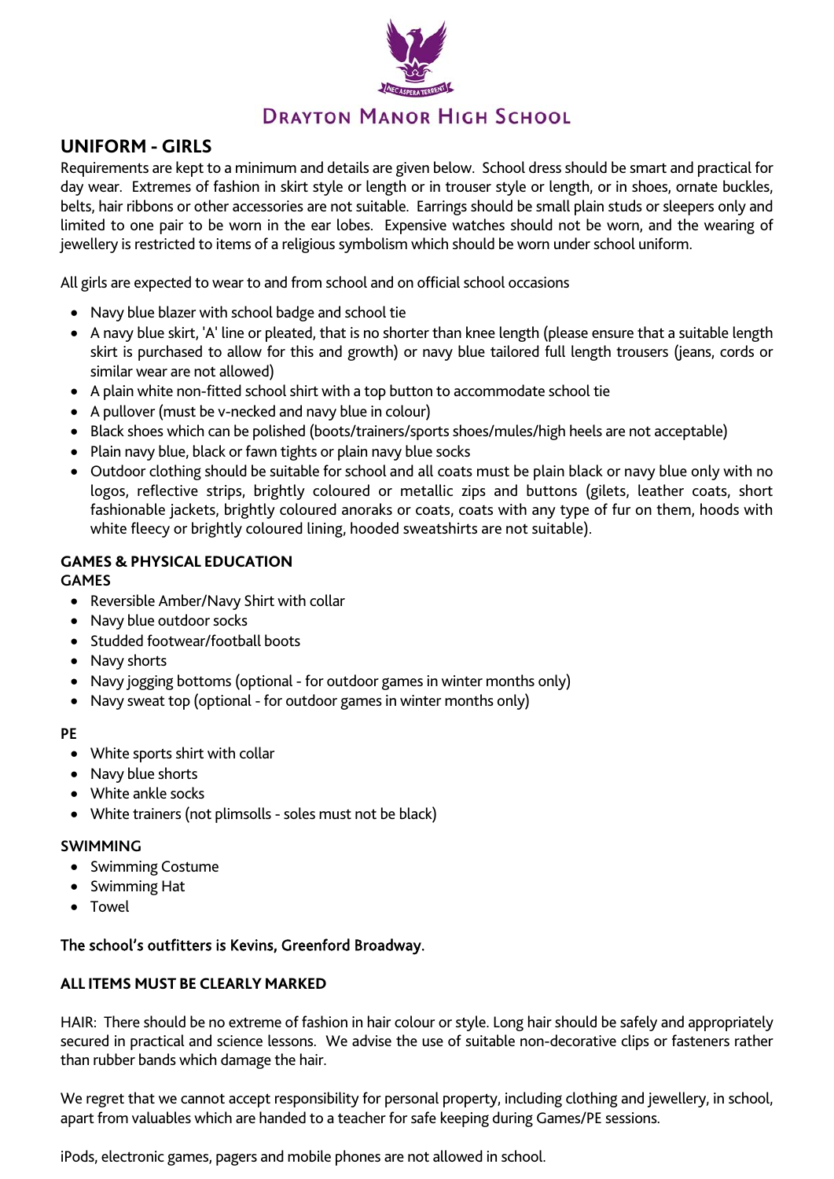# Drayton Manor High School

## UNIFORM - GIRLS

Requirements are kept to a minimum and details are given below. School dress should be smart and practical for day wear. Extremes of fashion in skirt style or length or in trouser style or length, or in shoes, ornate buckles, belts, hair ribbons or other accessories are not suitable. Earrings should be small plain studs or sleepers only and limited to one pair to be worn in the ear lobes. Expensive watches should not be worn, and the wearing of jewellery is restricted to items of a religious symbolism which should be worn under school uniform.

All girls are expected to wear to and from school and on official school occasions

- Navy blue blazer with school badge and school tie
- A navy blue skirt, 'A' line or pleated, that is no shorter than knee length (please ensure that a suitable length skirt is purchased to allow for this and growth) or navy blue tailored full length trousers (jeans, cords or similar wear are not allowed)
- A plain white non-fitted school shirt with a top button to accommodate school tie
- A pullover (must be v-necked and navy blue in colour)
- Black shoes which can be polished (boots/trainers/sports shoes/mules/high heels are not acceptable)
- Plain navy blue, black or fawn tights or plain navy blue socks
- Outdoor clothing should be suitable for school and all coats must be plain black or navy blue only with no logos, reflective strips, brightly coloured or metallic zips and buttons (gilets, leather coats, short fashionable jackets, brightly coloured anoraks or coats, coats with any type of fur on them, hoods with white fleecy or brightly coloured lining, hooded sweatshirts are not suitable).

### GAMES & PHYSICAL EDUCATION

#### GAMES

- Reversible Amber/Navy Shirt with collar
- Navy blue outdoor socks
- Studded footwear/football boots
- Navy shorts
- Navy jogging bottoms (optional - for outdoor games in winter months only)
- Navy sweat top (optional - for outdoor games in winter months only)

#### PE

- White sports shirt with collar
- Navy blue shorts
- White ankle socks
- White trainers (not plimsolls - soles must not be black)

#### SWIMMING

- Swimming Costume
- Swimming Hat
- Towel

**The school's outfitters is Kevins, Greenford Broadway.**

**ALL ITEMS MUST BE CLEARLY MARKED**

HAIR: There should be no extreme of fashion in hair colour or style. Long hair should be safely and appropriately secured in practical and science lessons. We advise the use of suitable non-decorative clips or fasteners rather than rubber bands which damage the hair.

We regret that we cannot accept responsibility for personal property, including clothing and jewellery, in school, apart from valuables which are handed to a teacher for safe keeping during Games/PE sessions.

iPods, electronic games, pagers and mobile phones are not allowed in school.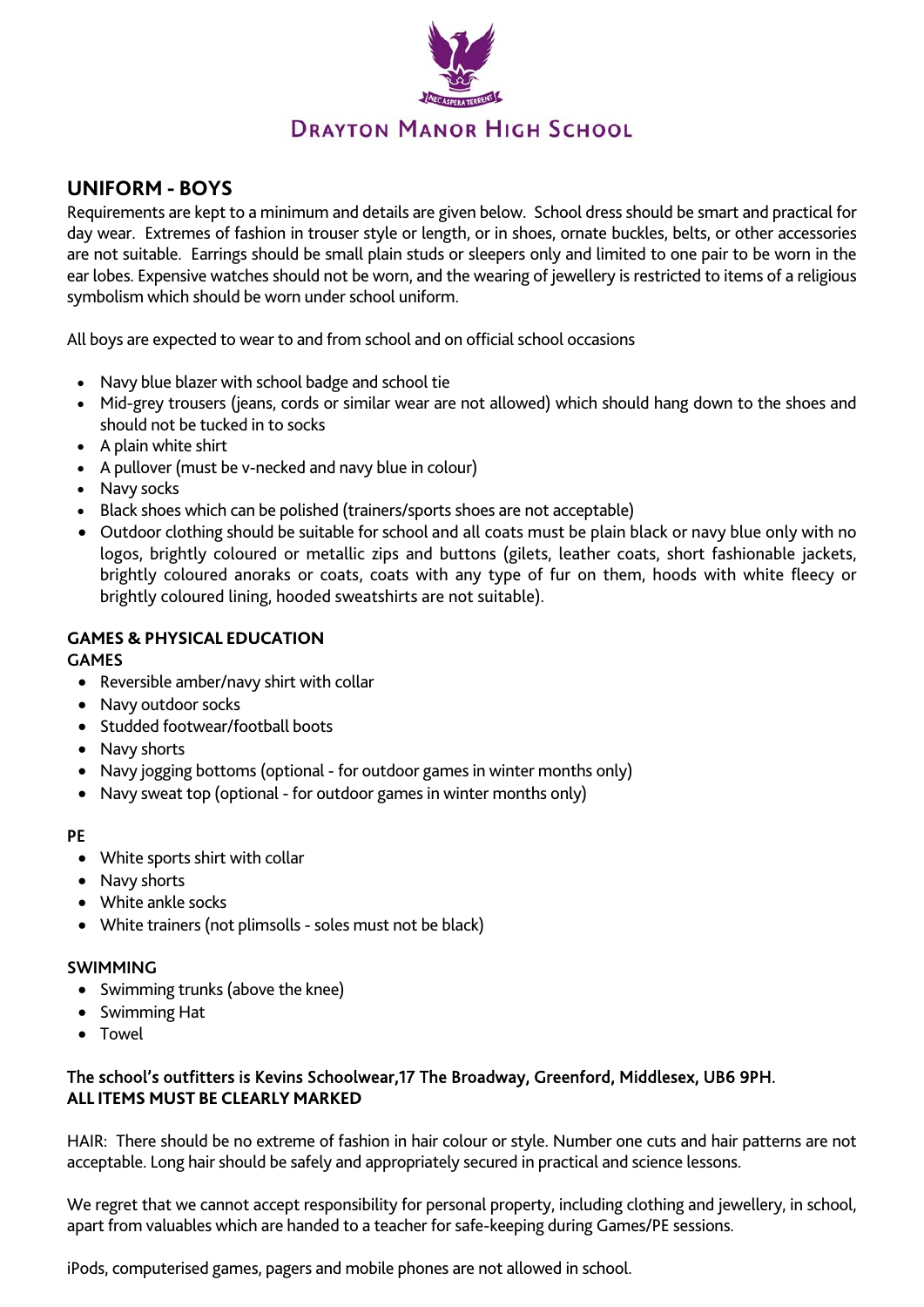DRAYTON MANOR HIGH SCHOOL

## UNIFORM - BOYS

Requirements are kept to a minimum and details are given below. School dress should be smart and practical for day wear. Extremes of fashion in trouser style or length, or in shoes, ornate buckles, belts, or other accessories are not suitable. Earrings should be small plain studs or sleepers only and limited to one pair to be worn in the ear lobes. Expensive watches should not be worn, and the wearing of jewellery is restricted to items of a religious symbolism which should be worn under school uniform.

All boys are expected to wear to and from school and on official school occasions

- Navy blue blazer with school badge and school tie
- Mid-grey trousers (jeans, cords or similar wear are not allowed) which should hang down to the shoes and should not be tucked in to socks
- A plain white shirt
- A pullover (must be v-necked and navy blue in colour)
- Navy socks
- Black shoes which can be polished (trainers/sports shoes are not acceptable)
- Outdoor clothing should be suitable for school and all coats must be plain black or navy blue only with no logos, brightly coloured or metallic zips and buttons (gilets, leather coats, short fashionable jackets, brightly coloured anoraks or coats, coats with any type of fur on them, hoods with white fleecy or brightly coloured lining, hooded sweatshirts are not suitable).

### GAMES & PHYSICAL EDUCATION

**GAMES**

- Reversible amber/navy shirt with collar
- Navy outdoor socks
- Studded footwear/football boots
- Navy shorts
- Navy jogging bottoms (optional - for outdoor games in winter months only)
- Navy sweat top (optional - for outdoor games in winter months only)

**PE**

- White sports shirt with collar
- Navy shorts
- White ankle socks
- White trainers (not plimsolls - soles must not be black)

**SWIMMING**

- Swimming trunks (above the knee)
- Swimming Hat
- Towel

**The school's outfitters is Kevins Schoolwear,17 The Broadway, Greenford, Middlesex, UB6 9PH.**
**ALL ITEMS MUST BE CLEARLY MARKED**

HAIR: There should be no extreme of fashion in hair colour or style. Number one cuts and hair patterns are not acceptable. Long hair should be safely and appropriately secured in practical and science lessons.

We regret that we cannot accept responsibility for personal property, including clothing and jewellery, in school, apart from valuables which are handed to a teacher for safe-keeping during Games/PE sessions.

iPods, computerised games, pagers and mobile phones are not allowed in school.